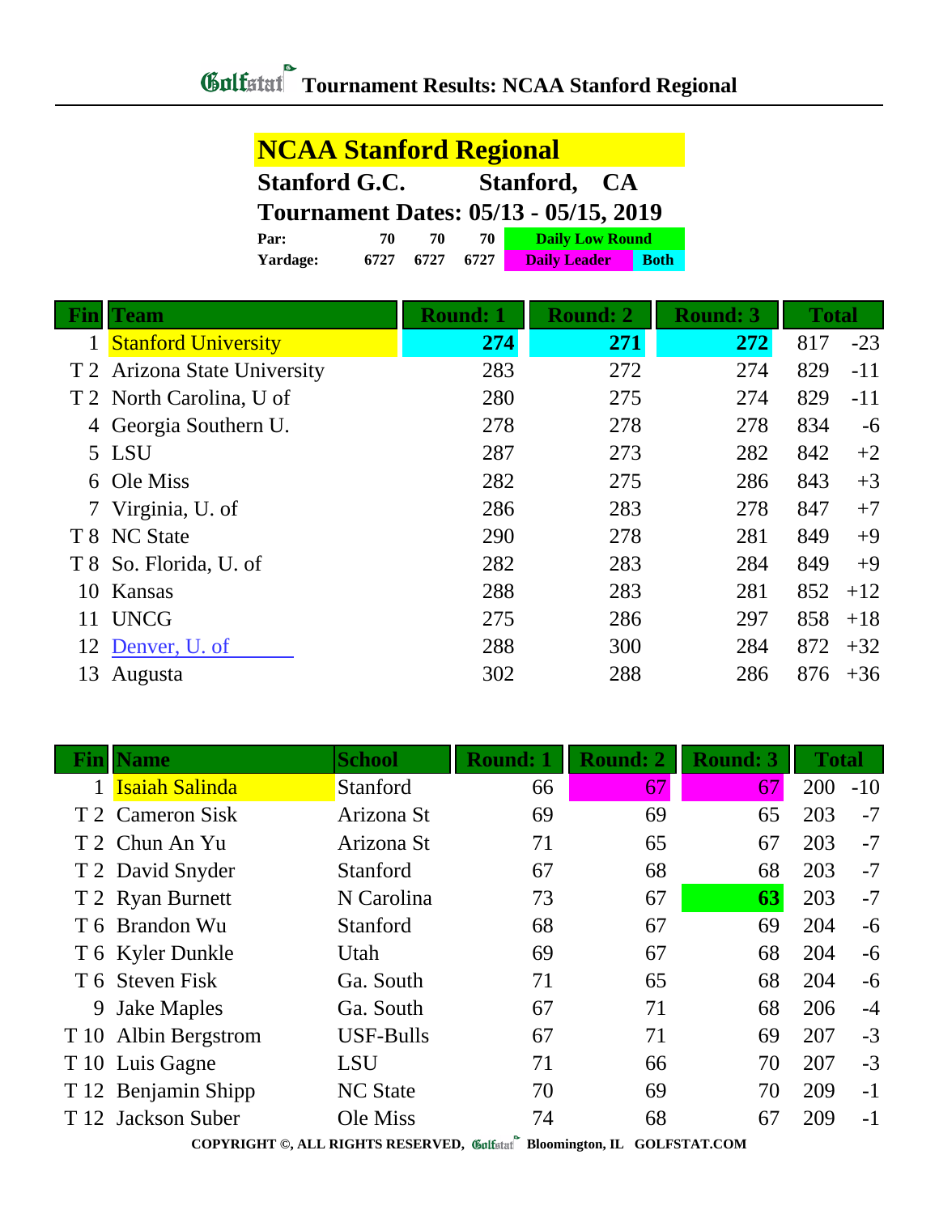# Golfstat Tournament Results: NCAA Stanford Regional

## NCAA Stanford Regional

**Stanford G.C. Stanford, CA**

**Tournament Dates: 05/13 - 05/15, 2019**

| | | | | |
|---|---|---|---|---|
| **Par:** | 70 | 70 | 70 | Daily Low Round |
| **Yardage:** | 6727 | 6727 | 6727 | Daily Leader / Both |

| Fin | Team | Round: 1 | Round: 2 | Round: 3 | Total | |
|---|---|---|---|---|---|---|
| 1 | Stanford University | **274** | **271** | **272** | 817 | -23 |
| T 2 | Arizona State University | 283 | 272 | 274 | 829 | -11 |
| T 2 | North Carolina, U of | 280 | 275 | 274 | 829 | -11 |
| 4 | Georgia Southern U. | 278 | 278 | 278 | 834 | -6 |
| 5 | LSU | 287 | 273 | 282 | 842 | +2 |
| 6 | Ole Miss | 282 | 275 | 286 | 843 | +3 |
| 7 | Virginia, U. of | 286 | 283 | 278 | 847 | +7 |
| T 8 | NC State | 290 | 278 | 281 | 849 | +9 |
| T 8 | So. Florida, U. of | 282 | 283 | 284 | 849 | +9 |
| 10 | Kansas | 288 | 283 | 281 | 852 | +12 |
| 11 | UNCG | 275 | 286 | 297 | 858 | +18 |
| 12 | Denver, U. of | 288 | 300 | 284 | 872 | +32 |
| 13 | Augusta | 302 | 288 | 286 | 876 | +36 |

| Fin | Name | School | Round: 1 | Round: 2 | Round: 3 | Total | |
|---|---|---|---|---|---|---|---|
| 1 | Isaiah Salinda | Stanford | 66 | 67 | 67 | 200 | -10 |
| T 2 | Cameron Sisk | Arizona St | 69 | 69 | 65 | 203 | -7 |
| T 2 | Chun An Yu | Arizona St | 71 | 65 | 67 | 203 | -7 |
| T 2 | David Snyder | Stanford | 67 | 68 | 68 | 203 | -7 |
| T 2 | Ryan Burnett | N Carolina | 73 | 67 | **63** | 203 | -7 |
| T 6 | Brandon Wu | Stanford | 68 | 67 | 69 | 204 | -6 |
| T 6 | Kyler Dunkle | Utah | 69 | 67 | 68 | 204 | -6 |
| T 6 | Steven Fisk | Ga. South | 71 | 65 | 68 | 204 | -6 |
| 9 | Jake Maples | Ga. South | 67 | 71 | 68 | 206 | -4 |
| T 10 | Albin Bergstrom | USF-Bulls | 67 | 71 | 69 | 207 | -3 |
| T 10 | Luis Gagne | LSU | 71 | 66 | 70 | 207 | -3 |
| T 12 | Benjamin Shipp | NC State | 70 | 69 | 70 | 209 | -1 |
| T 12 | Jackson Suber | Ole Miss | 74 | 68 | 67 | 209 | -1 |

COPYRIGHT ©, ALL RIGHTS RESERVED, Golfstat Bloomington, IL GOLFSTAT.COM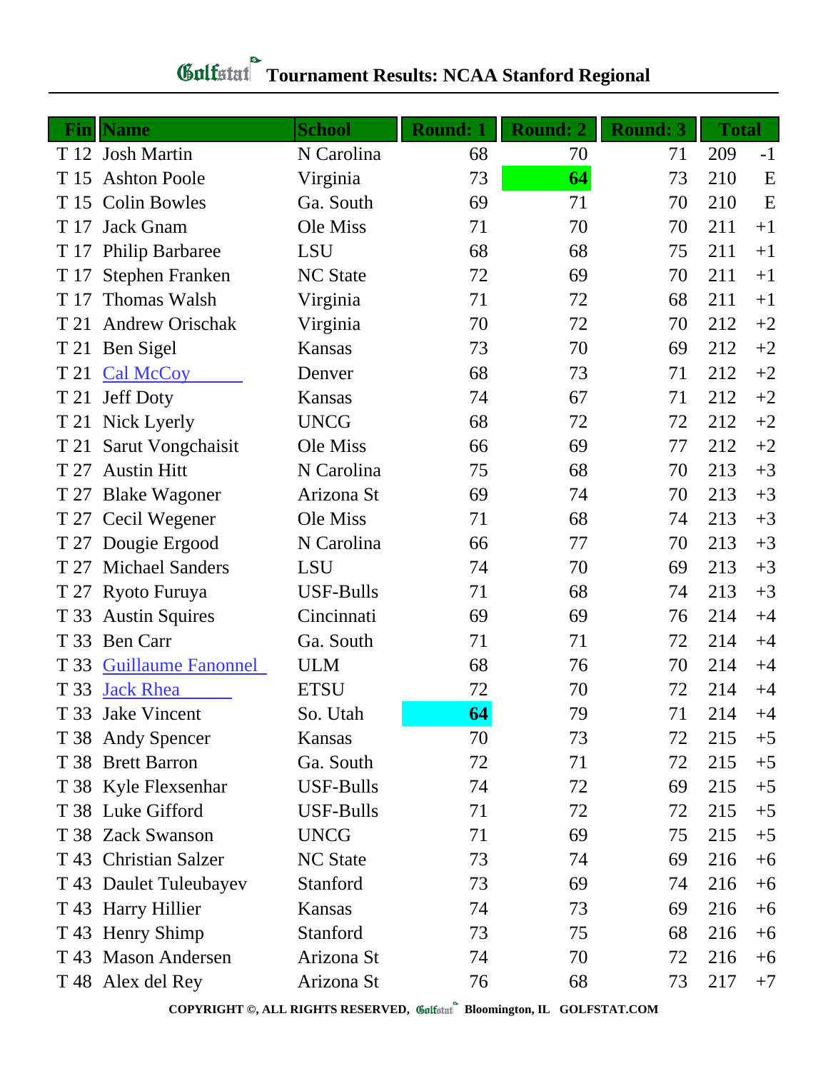# Golfstat Tournament Results: NCAA Stanford Regional

| Fin | Name | School | Round: 1 | Round: 2 | Round: 3 | Total | |
|---|---|---|---|---|---|---|---|
| T 12 | Josh Martin | N Carolina | 68 | 70 | 71 | 209 | -1 |
| T 15 | Ashton Poole | Virginia | 73 | **64** | 73 | 210 | E |
| T 15 | Colin Bowles | Ga. South | 69 | 71 | 70 | 210 | E |
| T 17 | Jack Gnam | Ole Miss | 71 | 70 | 70 | 211 | +1 |
| T 17 | Philip Barbaree | LSU | 68 | 68 | 75 | 211 | +1 |
| T 17 | Stephen Franken | NC State | 72 | 69 | 70 | 211 | +1 |
| T 17 | Thomas Walsh | Virginia | 71 | 72 | 68 | 211 | +1 |
| T 21 | Andrew Orischak | Virginia | 70 | 72 | 70 | 212 | +2 |
| T 21 | Ben Sigel | Kansas | 73 | 70 | 69 | 212 | +2 |
| T 21 | Cal McCoy | Denver | 68 | 73 | 71 | 212 | +2 |
| T 21 | Jeff Doty | Kansas | 74 | 67 | 71 | 212 | +2 |
| T 21 | Nick Lyerly | UNCG | 68 | 72 | 72 | 212 | +2 |
| T 21 | Sarut Vongchaisit | Ole Miss | 66 | 69 | 77 | 212 | +2 |
| T 27 | Austin Hitt | N Carolina | 75 | 68 | 70 | 213 | +3 |
| T 27 | Blake Wagoner | Arizona St | 69 | 74 | 70 | 213 | +3 |
| T 27 | Cecil Wegener | Ole Miss | 71 | 68 | 74 | 213 | +3 |
| T 27 | Dougie Ergood | N Carolina | 66 | 77 | 70 | 213 | +3 |
| T 27 | Michael Sanders | LSU | 74 | 70 | 69 | 213 | +3 |
| T 27 | Ryoto Furuya | USF-Bulls | 71 | 68 | 74 | 213 | +3 |
| T 33 | Austin Squires | Cincinnati | 69 | 69 | 76 | 214 | +4 |
| T 33 | Ben Carr | Ga. South | 71 | 71 | 72 | 214 | +4 |
| T 33 | Guillaume Fanonnel | ULM | 68 | 76 | 70 | 214 | +4 |
| T 33 | Jack Rhea | ETSU | 72 | 70 | 72 | 214 | +4 |
| T 33 | Jake Vincent | So. Utah | **64** | 79 | 71 | 214 | +4 |
| T 38 | Andy Spencer | Kansas | 70 | 73 | 72 | 215 | +5 |
| T 38 | Brett Barron | Ga. South | 72 | 71 | 72 | 215 | +5 |
| T 38 | Kyle Flexsenhar | USF-Bulls | 74 | 72 | 69 | 215 | +5 |
| T 38 | Luke Gifford | USF-Bulls | 71 | 72 | 72 | 215 | +5 |
| T 38 | Zack Swanson | UNCG | 71 | 69 | 75 | 215 | +5 |
| T 43 | Christian Salzer | NC State | 73 | 74 | 69 | 216 | +6 |
| T 43 | Daulet Tuleubayev | Stanford | 73 | 69 | 74 | 216 | +6 |
| T 43 | Harry Hillier | Kansas | 74 | 73 | 69 | 216 | +6 |
| T 43 | Henry Shimp | Stanford | 73 | 75 | 68 | 216 | +6 |
| T 43 | Mason Andersen | Arizona St | 74 | 70 | 72 | 216 | +6 |
| T 48 | Alex del Rey | Arizona St | 76 | 68 | 73 | 217 | +7 |

COPYRIGHT ©, ALL RIGHTS RESERVED, Golfstat Bloomington, IL GOLFSTAT.COM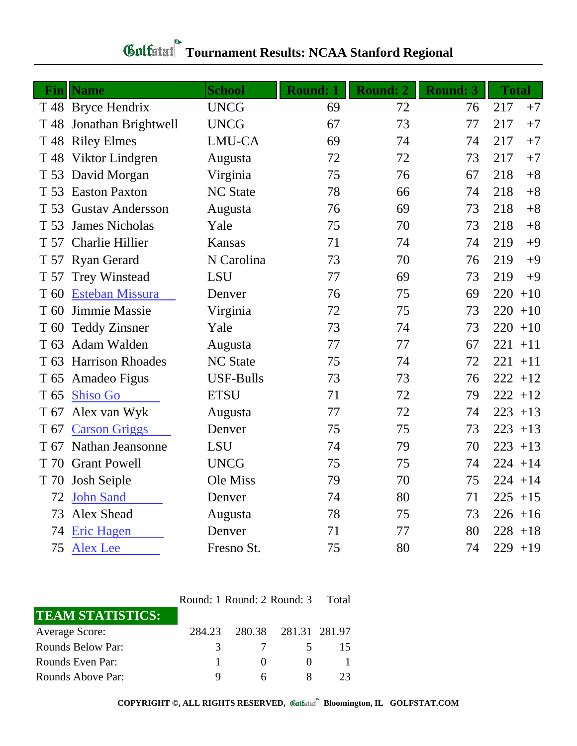# Golfstat Tournament Results: NCAA Stanford Regional

| Fin | Name | School | Round: 1 | Round: 2 | Round: 3 | Total | |
|---|---|---|---|---|---|---|---|
| T 48 | Bryce Hendrix | UNCG | 69 | 72 | 76 | 217 | +7 |
| T 48 | Jonathan Brightwell | UNCG | 67 | 73 | 77 | 217 | +7 |
| T 48 | Riley Elmes | LMU-CA | 69 | 74 | 74 | 217 | +7 |
| T 48 | Viktor Lindgren | Augusta | 72 | 72 | 73 | 217 | +7 |
| T 53 | David Morgan | Virginia | 75 | 76 | 67 | 218 | +8 |
| T 53 | Easton Paxton | NC State | 78 | 66 | 74 | 218 | +8 |
| T 53 | Gustav Andersson | Augusta | 76 | 69 | 73 | 218 | +8 |
| T 53 | James Nicholas | Yale | 75 | 70 | 73 | 218 | +8 |
| T 57 | Charlie Hillier | Kansas | 71 | 74 | 74 | 219 | +9 |
| T 57 | Ryan Gerard | N Carolina | 73 | 70 | 76 | 219 | +9 |
| T 57 | Trey Winstead | LSU | 77 | 69 | 73 | 219 | +9 |
| T 60 | Esteban Missura | Denver | 76 | 75 | 69 | 220 | +10 |
| T 60 | Jimmie Massie | Virginia | 72 | 75 | 73 | 220 | +10 |
| T 60 | Teddy Zinsner | Yale | 73 | 74 | 73 | 220 | +10 |
| T 63 | Adam Walden | Augusta | 77 | 77 | 67 | 221 | +11 |
| T 63 | Harrison Rhoades | NC State | 75 | 74 | 72 | 221 | +11 |
| T 65 | Amadeo Figus | USF-Bulls | 73 | 73 | 76 | 222 | +12 |
| T 65 | Shiso Go | ETSU | 71 | 72 | 79 | 222 | +12 |
| T 67 | Alex van Wyk | Augusta | 77 | 72 | 74 | 223 | +13 |
| T 67 | Carson Griggs | Denver | 75 | 75 | 73 | 223 | +13 |
| T 67 | Nathan Jeansonne | LSU | 74 | 79 | 70 | 223 | +13 |
| T 70 | Grant Powell | UNCG | 75 | 75 | 74 | 224 | +14 |
| T 70 | Josh Seiple | Ole Miss | 79 | 70 | 75 | 224 | +14 |
| 72 | John Sand | Denver | 74 | 80 | 71 | 225 | +15 |
| 73 | Alex Shead | Augusta | 78 | 75 | 73 | 226 | +16 |
| 74 | Eric Hagen | Denver | 71 | 77 | 80 | 228 | +18 |
| 75 | Alex Lee | Fresno St. | 75 | 80 | 74 | 229 | +19 |

| TEAM STATISTICS: | Round: 1 | Round: 2 | Round: 3 | Total |
|---|---|---|---|---|
| Average Score: | 284.23 | 280.38 | 281.31 | 281.97 |
| Rounds Below Par: | 3 | 7 | 5 | 15 |
| Rounds Even Par: | 1 | 0 | 0 | 1 |
| Rounds Above Par: | 9 | 6 | 8 | 23 |

COPYRIGHT ©, ALL RIGHTS RESERVED, Golfstat Bloomington, IL GOLFSTAT.COM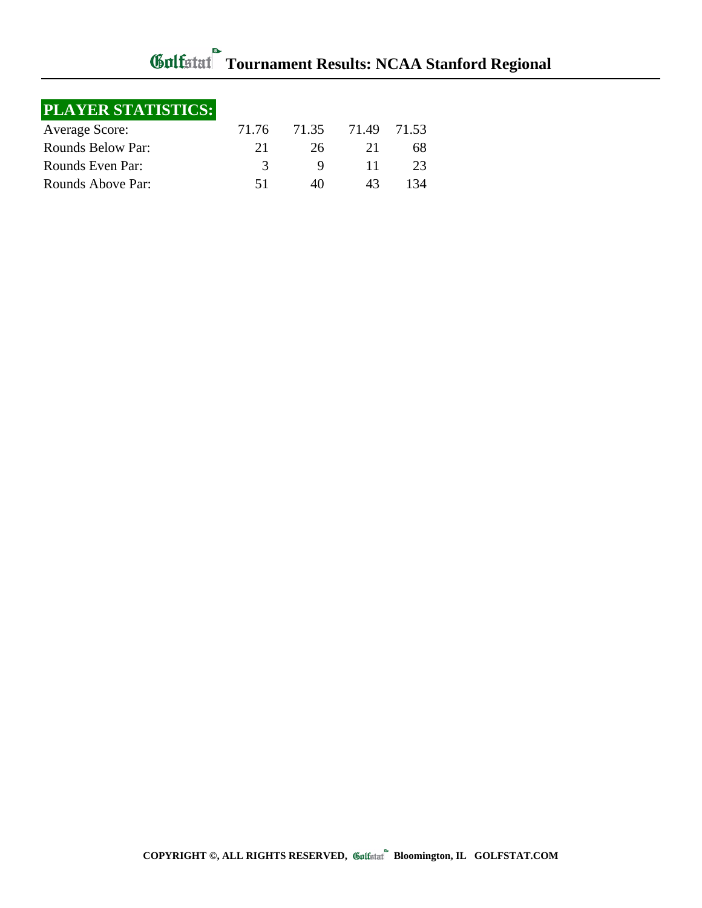# Tournament Results: NCAA Stanford Regional

## PLAYER STATISTICS:

| | | | | |
|---|---|---|---|---|
| Average Score: | 71.76 | 71.35 | 71.49 | 71.53 |
| Rounds Below Par: | 21 | 26 | 21 | 68 |
| Rounds Even Par: | 3 | 9 | 11 | 23 |
| Rounds Above Par: | 51 | 40 | 43 | 134 |

**COPYRIGHT ©, ALL RIGHTS RESERVED, Golfstat Bloomington, IL GOLFSTAT.COM**